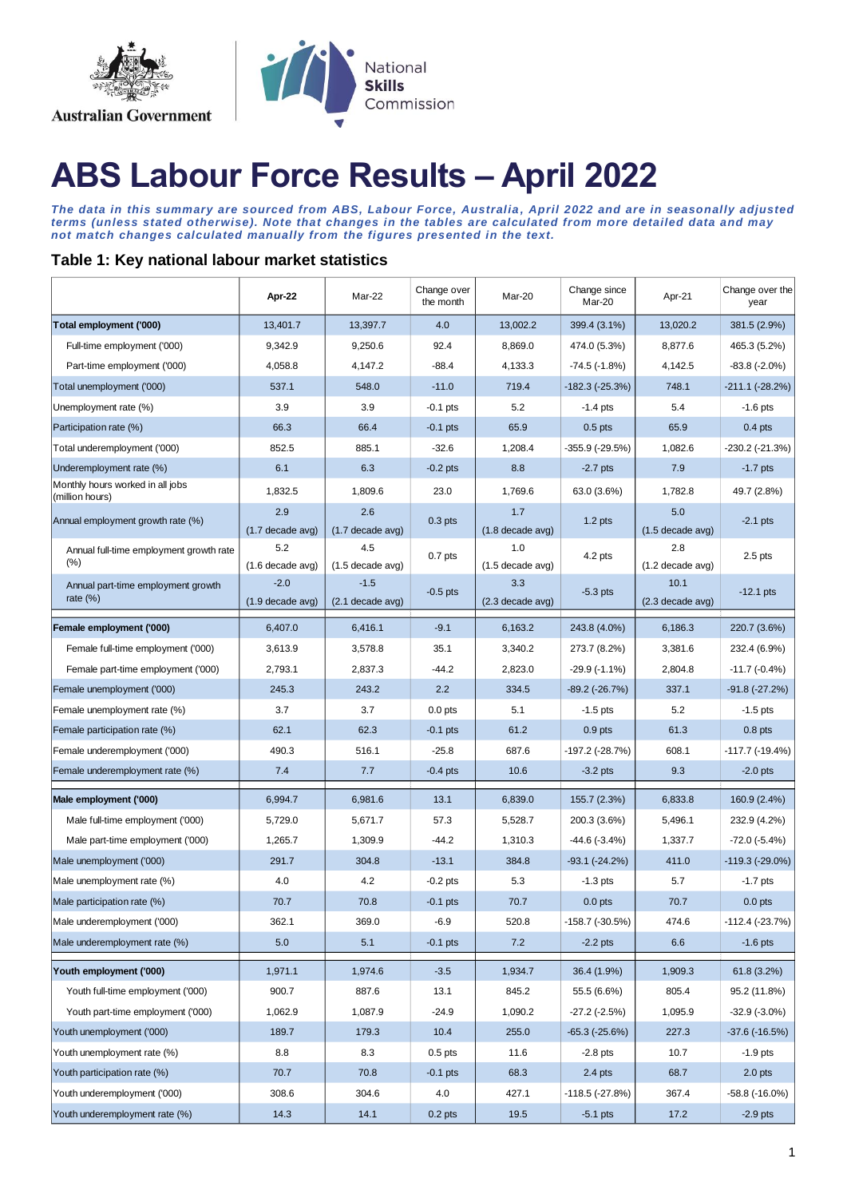Australian Government

National Skills Commission

# ABS Labour Force Results – April 2022

***The data in this summary are sourced from ABS, Labour Force, Australia, April 2022 and are in seasonally adjusted terms (unless stated otherwise). Note that changes in the tables are calculated from more detailed data and may not match changes calculated manually from the figures presented in the text.***

### Table 1: Key national labour market statistics

| | Apr-22 | Mar-22 | Change over the month | Mar-20 | Change since Mar-20 | Apr-21 | Change over the year |
|---|---|---|---|---|---|---|---|
| **Total employment ('000)** | 13,401.7 | 13,397.7 | 4.0 | 13,002.2 | 399.4 (3.1%) | 13,020.2 | 381.5 (2.9%) |
| Full-time employment ('000) | 9,342.9 | 9,250.6 | 92.4 | 8,869.0 | 474.0 (5.3%) | 8,877.6 | 465.3 (5.2%) |
| Part-time employment ('000) | 4,058.8 | 4,147.2 | -88.4 | 4,133.3 | -74.5 (-1.8%) | 4,142.5 | -83.8 (-2.0%) |
| Total unemployment ('000) | 537.1 | 548.0 | -11.0 | 719.4 | -182.3 (-25.3%) | 748.1 | -211.1 (-28.2%) |
| Unemployment rate (%) | 3.9 | 3.9 | -0.1 pts | 5.2 | -1.4 pts | 5.4 | -1.6 pts |
| Participation rate (%) | 66.3 | 66.4 | -0.1 pts | 65.9 | 0.5 pts | 65.9 | 0.4 pts |
| Total underemployment ('000) | 852.5 | 885.1 | -32.6 | 1,208.4 | -355.9 (-29.5%) | 1,082.6 | -230.2 (-21.3%) |
| Underemployment rate (%) | 6.1 | 6.3 | -0.2 pts | 8.8 | -2.7 pts | 7.9 | -1.7 pts |
| Monthly hours worked in all jobs (million hours) | 1,832.5 | 1,809.6 | 23.0 | 1,769.6 | 63.0 (3.6%) | 1,782.8 | 49.7 (2.8%) |
| Annual employment growth rate (%) | 2.9 (1.7 decade avg) | 2.6 (1.7 decade avg) | 0.3 pts | 1.7 (1.8 decade avg) | 1.2 pts | 5.0 (1.5 decade avg) | -2.1 pts |
| Annual full-time employment growth rate (%) | 5.2 (1.6 decade avg) | 4.5 (1.5 decade avg) | 0.7 pts | 1.0 (1.5 decade avg) | 4.2 pts | 2.8 (1.2 decade avg) | 2.5 pts |
| Annual part-time employment growth rate (%) | -2.0 (1.9 decade avg) | -1.5 (2.1 decade avg) | -0.5 pts | 3.3 (2.3 decade avg) | -5.3 pts | 10.1 (2.3 decade avg) | -12.1 pts |
| **Female employment ('000)** | 6,407.0 | 6,416.1 | -9.1 | 6,163.2 | 243.8 (4.0%) | 6,186.3 | 220.7 (3.6%) |
| Female full-time employment ('000) | 3,613.9 | 3,578.8 | 35.1 | 3,340.2 | 273.7 (8.2%) | 3,381.6 | 232.4 (6.9%) |
| Female part-time employment ('000) | 2,793.1 | 2,837.3 | -44.2 | 2,823.0 | -29.9 (-1.1%) | 2,804.8 | -11.7 (-0.4%) |
| Female unemployment ('000) | 245.3 | 243.2 | 2.2 | 334.5 | -89.2 (-26.7%) | 337.1 | -91.8 (-27.2%) |
| Female unemployment rate (%) | 3.7 | 3.7 | 0.0 pts | 5.1 | -1.5 pts | 5.2 | -1.5 pts |
| Female participation rate (%) | 62.1 | 62.3 | -0.1 pts | 61.2 | 0.9 pts | 61.3 | 0.8 pts |
| Female underemployment ('000) | 490.3 | 516.1 | -25.8 | 687.6 | -197.2 (-28.7%) | 608.1 | -117.7 (-19.4%) |
| Female underemployment rate (%) | 7.4 | 7.7 | -0.4 pts | 10.6 | -3.2 pts | 9.3 | -2.0 pts |
| **Male employment ('000)** | 6,994.7 | 6,981.6 | 13.1 | 6,839.0 | 155.7 (2.3%) | 6,833.8 | 160.9 (2.4%) |
| Male full-time employment ('000) | 5,729.0 | 5,671.7 | 57.3 | 5,528.7 | 200.3 (3.6%) | 5,496.1 | 232.9 (4.2%) |
| Male part-time employment ('000) | 1,265.7 | 1,309.9 | -44.2 | 1,310.3 | -44.6 (-3.4%) | 1,337.7 | -72.0 (-5.4%) |
| Male unemployment ('000) | 291.7 | 304.8 | -13.1 | 384.8 | -93.1 (-24.2%) | 411.0 | -119.3 (-29.0%) |
| Male unemployment rate (%) | 4.0 | 4.2 | -0.2 pts | 5.3 | -1.3 pts | 5.7 | -1.7 pts |
| Male participation rate (%) | 70.7 | 70.8 | -0.1 pts | 70.7 | 0.0 pts | 70.7 | 0.0 pts |
| Male underemployment ('000) | 362.1 | 369.0 | -6.9 | 520.8 | -158.7 (-30.5%) | 474.6 | -112.4 (-23.7%) |
| Male underemployment rate (%) | 5.0 | 5.1 | -0.1 pts | 7.2 | -2.2 pts | 6.6 | -1.6 pts |
| **Youth employment ('000)** | 1,971.1 | 1,974.6 | -3.5 | 1,934.7 | 36.4 (1.9%) | 1,909.3 | 61.8 (3.2%) |
| Youth full-time employment ('000) | 900.7 | 887.6 | 13.1 | 845.2 | 55.5 (6.6%) | 805.4 | 95.2 (11.8%) |
| Youth part-time employment ('000) | 1,062.9 | 1,087.9 | -24.9 | 1,090.2 | -27.2 (-2.5%) | 1,095.9 | -32.9 (-3.0%) |
| Youth unemployment ('000) | 189.7 | 179.3 | 10.4 | 255.0 | -65.3 (-25.6%) | 227.3 | -37.6 (-16.5%) |
| Youth unemployment rate (%) | 8.8 | 8.3 | 0.5 pts | 11.6 | -2.8 pts | 10.7 | -1.9 pts |
| Youth participation rate (%) | 70.7 | 70.8 | -0.1 pts | 68.3 | 2.4 pts | 68.7 | 2.0 pts |
| Youth underemployment ('000) | 308.6 | 304.6 | 4.0 | 427.1 | -118.5 (-27.8%) | 367.4 | -58.8 (-16.0%) |
| Youth underemployment rate (%) | 14.3 | 14.1 | 0.2 pts | 19.5 | -5.1 pts | 17.2 | -2.9 pts |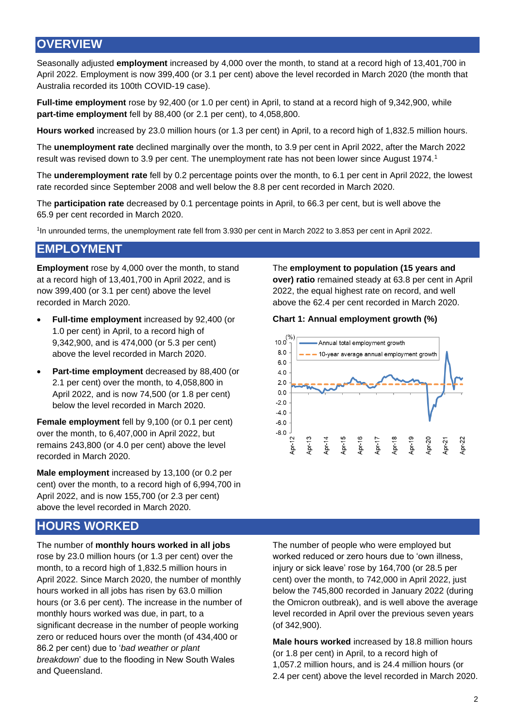## OVERVIEW

Seasonally adjusted **employment** increased by 4,000 over the month, to stand at a record high of 13,401,700 in April 2022. Employment is now 399,400 (or 3.1 per cent) above the level recorded in March 2020 (the month that Australia recorded its 100th COVID-19 case).

**Full-time employment** rose by 92,400 (or 1.0 per cent) in April, to stand at a record high of 9,342,900, while **part-time employment** fell by 88,400 (or 2.1 per cent), to 4,058,800.

**Hours worked** increased by 23.0 million hours (or 1.3 per cent) in April, to a record high of 1,832.5 million hours.

The **unemployment rate** declined marginally over the month, to 3.9 per cent in April 2022, after the March 2022 result was revised down to 3.9 per cent. The unemployment rate has not been lower since August 1974.[1]

The **underemployment rate** fell by 0.2 percentage points over the month, to 6.1 per cent in April 2022, the lowest rate recorded since September 2008 and well below the 8.8 per cent recorded in March 2020.

The **participation rate** decreased by 0.1 percentage points in April, to 66.3 per cent, but is well above the 65.9 per cent recorded in March 2020.

[1]In unrounded terms, the unemployment rate fell from 3.930 per cent in March 2022 to 3.853 per cent in April 2022.

## EMPLOYMENT

**Employment** rose by 4,000 over the month, to stand at a record high of 13,401,700 in April 2022, and is now 399,400 (or 3.1 per cent) above the level recorded in March 2020.

- **Full-time employment** increased by 92,400 (or 1.0 per cent) in April, to a record high of 9,342,900, and is 474,000 (or 5.3 per cent) above the level recorded in March 2020.
- **Part-time employment** decreased by 88,400 (or 2.1 per cent) over the month, to 4,058,800 in April 2022, and is now 74,500 (or 1.8 per cent) below the level recorded in March 2020.

**Female employment** fell by 9,100 (or 0.1 per cent) over the month, to 6,407,000 in April 2022, but remains 243,800 (or 4.0 per cent) above the level recorded in March 2020.

**Male employment** increased by 13,100 (or 0.2 per cent) over the month, to a record high of 6,994,700 in April 2022, and is now 155,700 (or 2.3 per cent) above the level recorded in March 2020.

The **employment to population (15 years and over) ratio** remained steady at 63.8 per cent in April 2022, the equal highest rate on record, and well above the 62.4 per cent recorded in March 2020.

**Chart 1: Annual employment growth (%)**

(%)
10.0
8.0
6.0
4.0
2.0
0.0
-2.0
-4.0
-6.0
-8.0

Annual total employment growth
10-year average annual employment growth

Apr-12, Apr-13, Apr-14, Apr-15, Apr-16, Apr-17, Apr-18, Apr-19, Apr-20, Apr-21, Apr-22

## HOURS WORKED

The number of **monthly hours worked in all jobs** rose by 23.0 million hours (or 1.3 per cent) over the month, to a record high of 1,832.5 million hours in April 2022. Since March 2020, the number of monthly hours worked in all jobs has risen by 63.0 million hours (or 3.6 per cent). The increase in the number of monthly hours worked was due, in part, to a significant decrease in the number of people working zero or reduced hours over the month (of 434,400 or 86.2 per cent) due to '*bad weather or plant breakdown*' due to the flooding in New South Wales and Queensland.

The number of people who were employed but worked reduced or zero hours due to 'own illness, injury or sick leave' rose by 164,700 (or 28.5 per cent) over the month, to 742,000 in April 2022, just below the 745,800 recorded in January 2022 (during the Omicron outbreak), and is well above the average level recorded in April over the previous seven years (of 342,900).

**Male hours worked** increased by 18.8 million hours (or 1.8 per cent) in April, to a record high of 1,057.2 million hours, and is 24.4 million hours (or 2.4 per cent) above the level recorded in March 2020.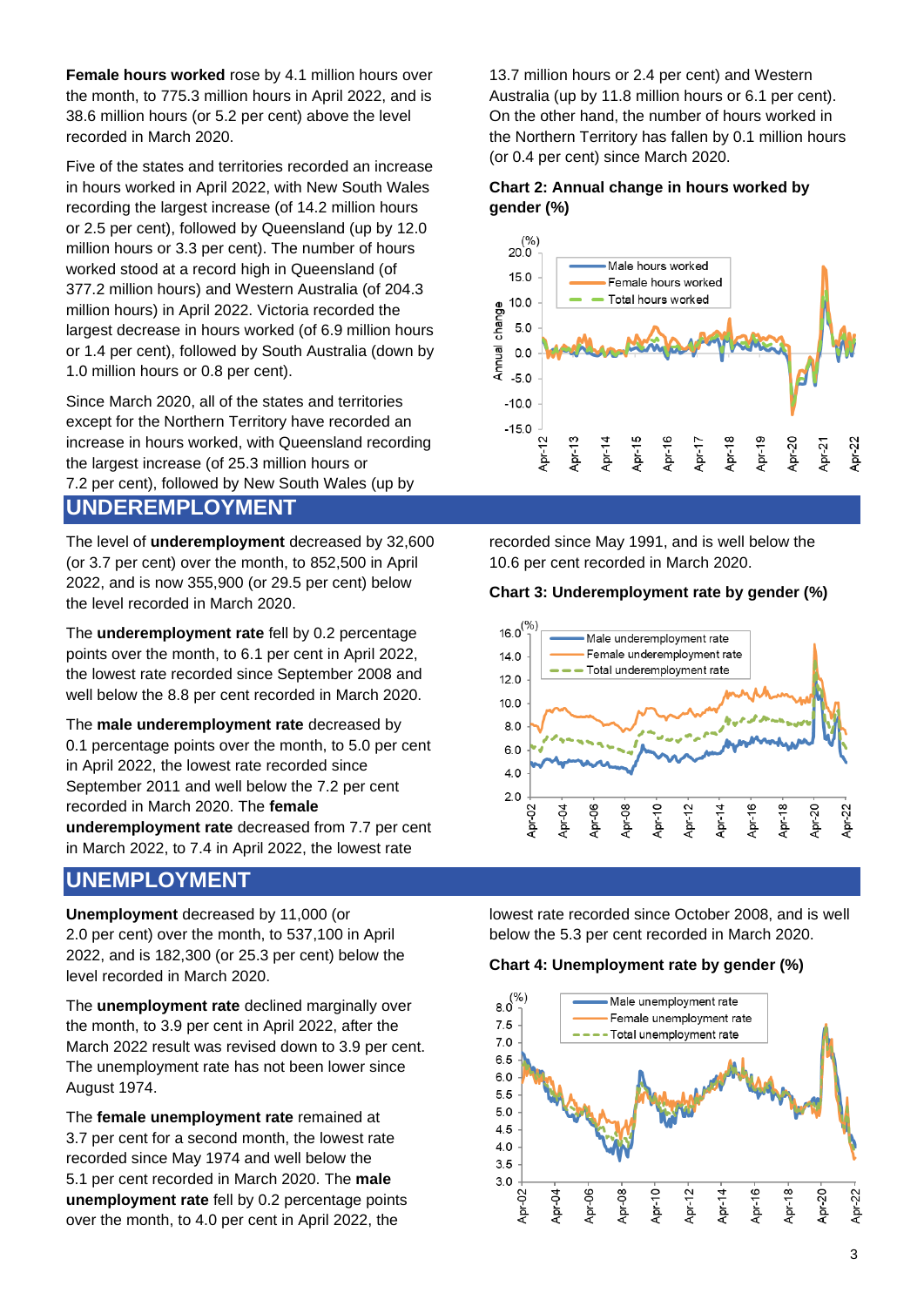**Female hours worked** rose by 4.1 million hours over the month, to 775.3 million hours in April 2022, and is 38.6 million hours (or 5.2 per cent) above the level recorded in March 2020.

Five of the states and territories recorded an increase in hours worked in April 2022, with New South Wales recording the largest increase (of 14.2 million hours or 2.5 per cent), followed by Queensland (up by 12.0 million hours or 3.3 per cent). The number of hours worked stood at a record high in Queensland (of 377.2 million hours) and Western Australia (of 204.3 million hours) in April 2022. Victoria recorded the largest decrease in hours worked (of 6.9 million hours or 1.4 per cent), followed by South Australia (down by 1.0 million hours or 0.8 per cent).

Since March 2020, all of the states and territories except for the Northern Territory have recorded an increase in hours worked, with Queensland recording the largest increase (of 25.3 million hours or 7.2 per cent), followed by New South Wales (up by 13.7 million hours or 2.4 per cent) and Western Australia (up by 11.8 million hours or 6.1 per cent). On the other hand, the number of hours worked in the Northern Territory has fallen by 0.1 million hours (or 0.4 per cent) since March 2020.

**Chart 2: Annual change in hours worked by gender (%)**

(%)
Annual change
20.0
15.0
10.0
5.0
0.0
-5.0
-10.0
-15.0
Male hours worked
Female hours worked
Total hours worked
Apr-12 Apr-13 Apr-14 Apr-15 Apr-16 Apr-17 Apr-18 Apr-19 Apr-20 Apr-21 Apr-22

## UNDEREMPLOYMENT

The level of **underemployment** decreased by 32,600 (or 3.7 per cent) over the month, to 852,500 in April 2022, and is now 355,900 (or 29.5 per cent) below the level recorded in March 2020.

The **underemployment rate** fell by 0.2 percentage points over the month, to 6.1 per cent in April 2022, the lowest rate recorded since September 2008 and well below the 8.8 per cent recorded in March 2020.

The **male underemployment rate** decreased by 0.1 percentage points over the month, to 5.0 per cent in April 2022, the lowest rate recorded since September 2011 and well below the 7.2 per cent recorded in March 2020. The **female underemployment rate** decreased from 7.7 per cent in March 2022, to 7.4 in April 2022, the lowest rate recorded since May 1991, and is well below the 10.6 per cent recorded in March 2020.

**Chart 3: Underemployment rate by gender (%)**

(%)
16.0
14.0
12.0
10.0
8.0
6.0
4.0
2.0
Male underemployment rate
Female underemployment rate
Total underemployment rate
Apr-02 Apr-04 Apr-06 Apr-08 Apr-10 Apr-12 Apr-14 Apr-16 Apr-18 Apr-20 Apr-22

## UNEMPLOYMENT

**Unemployment** decreased by 11,000 (or 2.0 per cent) over the month, to 537,100 in April 2022, and is 182,300 (or 25.3 per cent) below the level recorded in March 2020.

The **unemployment rate** declined marginally over the month, to 3.9 per cent in April 2022, after the March 2022 result was revised down to 3.9 per cent. The unemployment rate has not been lower since August 1974.

The **female unemployment rate** remained at 3.7 per cent for a second month, the lowest rate recorded since May 1974 and well below the 5.1 per cent recorded in March 2020. The **male unemployment rate** fell by 0.2 percentage points over the month, to 4.0 per cent in April 2022, the lowest rate recorded since October 2008, and is well below the 5.3 per cent recorded in March 2020.

**Chart 4: Unemployment rate by gender (%)**

(%)
8.0
7.5
7.0
6.5
6.0
5.5
5.0
4.5
4.0
3.5
3.0
Male unemployment rate
Female unemployment rate
Total unemployment rate
Apr-02 Apr-04 Apr-06 Apr-08 Apr-10 Apr-12 Apr-14 Apr-16 Apr-18 Apr-20 Apr-22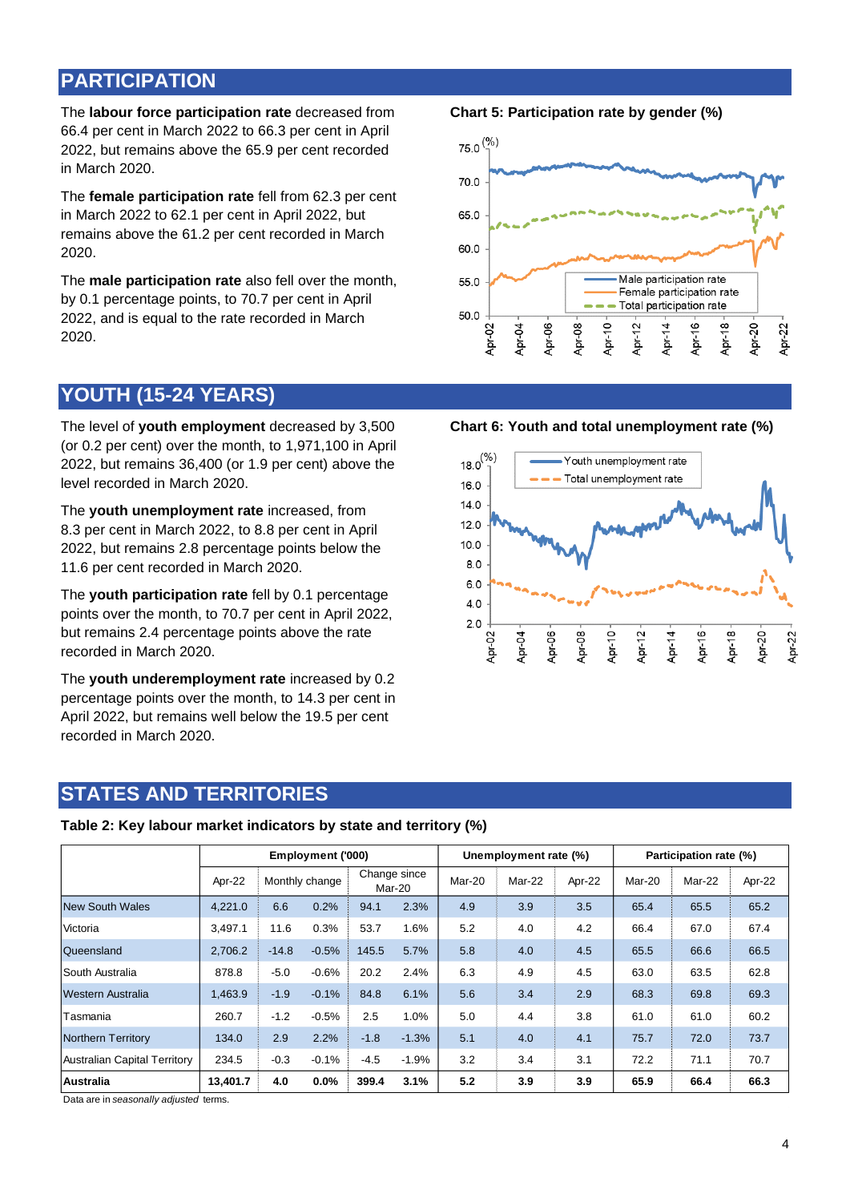## PARTICIPATION

The **labour force participation rate** decreased from 66.4 per cent in March 2022 to 66.3 per cent in April 2022, but remains above the 65.9 per cent recorded in March 2020.

The **female participation rate** fell from 62.3 per cent in March 2022 to 62.1 per cent in April 2022, but remains above the 61.2 per cent recorded in March 2020.

The **male participation rate** also fell over the month, by 0.1 percentage points, to 70.7 per cent in April 2022, and is equal to the rate recorded in March 2020.

**Chart 5: Participation rate by gender (%)**

(%)
75.0
70.0
65.0
60.0
55.0
50.0
Apr-02 Apr-04 Apr-06 Apr-08 Apr-10 Apr-12 Apr-14 Apr-16 Apr-18 Apr-20 Apr-22
Male participation rate
Female participation rate
Total participation rate

## YOUTH (15-24 YEARS)

The level of **youth employment** decreased by 3,500 (or 0.2 per cent) over the month, to 1,971,100 in April 2022, but remains 36,400 (or 1.9 per cent) above the level recorded in March 2020.

The **youth unemployment rate** increased, from 8.3 per cent in March 2022, to 8.8 per cent in April 2022, but remains 2.8 percentage points below the 11.6 per cent recorded in March 2020.

The **youth participation rate** fell by 0.1 percentage points over the month, to 70.7 per cent in April 2022, but remains 2.4 percentage points above the rate recorded in March 2020.

The **youth underemployment rate** increased by 0.2 percentage points over the month, to 14.3 per cent in April 2022, but remains well below the 19.5 per cent recorded in March 2020.

**Chart 6: Youth and total unemployment rate (%)**

(%)
18.0
16.0
14.0
12.0
10.0
8.0
6.0
4.0
2.0
Apr-02 Apr-04 Apr-06 Apr-08 Apr-10 Apr-12 Apr-14 Apr-16 Apr-18 Apr-20 Apr-22
Youth unemployment rate
Total unemployment rate

## STATES AND TERRITORIES

**Table 2: Key labour market indicators by state and territory (%)**

| | Employment ('000) | | | | | Unemployment rate (%) | | | Participation rate (%) | | |
|---|---|---|---|---|---|---|---|---|---|---|---|
| | Apr-22 | Monthly change | | Change since Mar-20 | | Mar-20 | Mar-22 | Apr-22 | Mar-20 | Mar-22 | Apr-22 |
| New South Wales | 4,221.0 | 6.6 | 0.2% | 94.1 | 2.3% | 4.9 | 3.9 | 3.5 | 65.4 | 65.5 | 65.2 |
| Victoria | 3,497.1 | 11.6 | 0.3% | 53.7 | 1.6% | 5.2 | 4.0 | 4.2 | 66.4 | 67.0 | 67.4 |
| Queensland | 2,706.2 | -14.8 | -0.5% | 145.5 | 5.7% | 5.8 | 4.0 | 4.5 | 65.5 | 66.6 | 66.5 |
| South Australia | 878.8 | -5.0 | -0.6% | 20.2 | 2.4% | 6.3 | 4.9 | 4.5 | 63.0 | 63.5 | 62.8 |
| Western Australia | 1,463.9 | -1.9 | -0.1% | 84.8 | 6.1% | 5.6 | 3.4 | 2.9 | 68.3 | 69.8 | 69.3 |
| Tasmania | 260.7 | -1.2 | -0.5% | 2.5 | 1.0% | 5.0 | 4.4 | 3.8 | 61.0 | 61.0 | 60.2 |
| Northern Territory | 134.0 | 2.9 | 2.2% | -1.8 | -1.3% | 5.1 | 4.0 | 4.1 | 75.7 | 72.0 | 73.7 |
| Australian Capital Territory | 234.5 | -0.3 | -0.1% | -4.5 | -1.9% | 3.2 | 3.4 | 3.1 | 72.2 | 71.1 | 70.7 |
| **Australia** | **13,401.7** | **4.0** | **0.0%** | **399.4** | **3.1%** | **5.2** | **3.9** | **3.9** | **65.9** | **66.4** | **66.3** |

Data are in *seasonally adjusted* terms.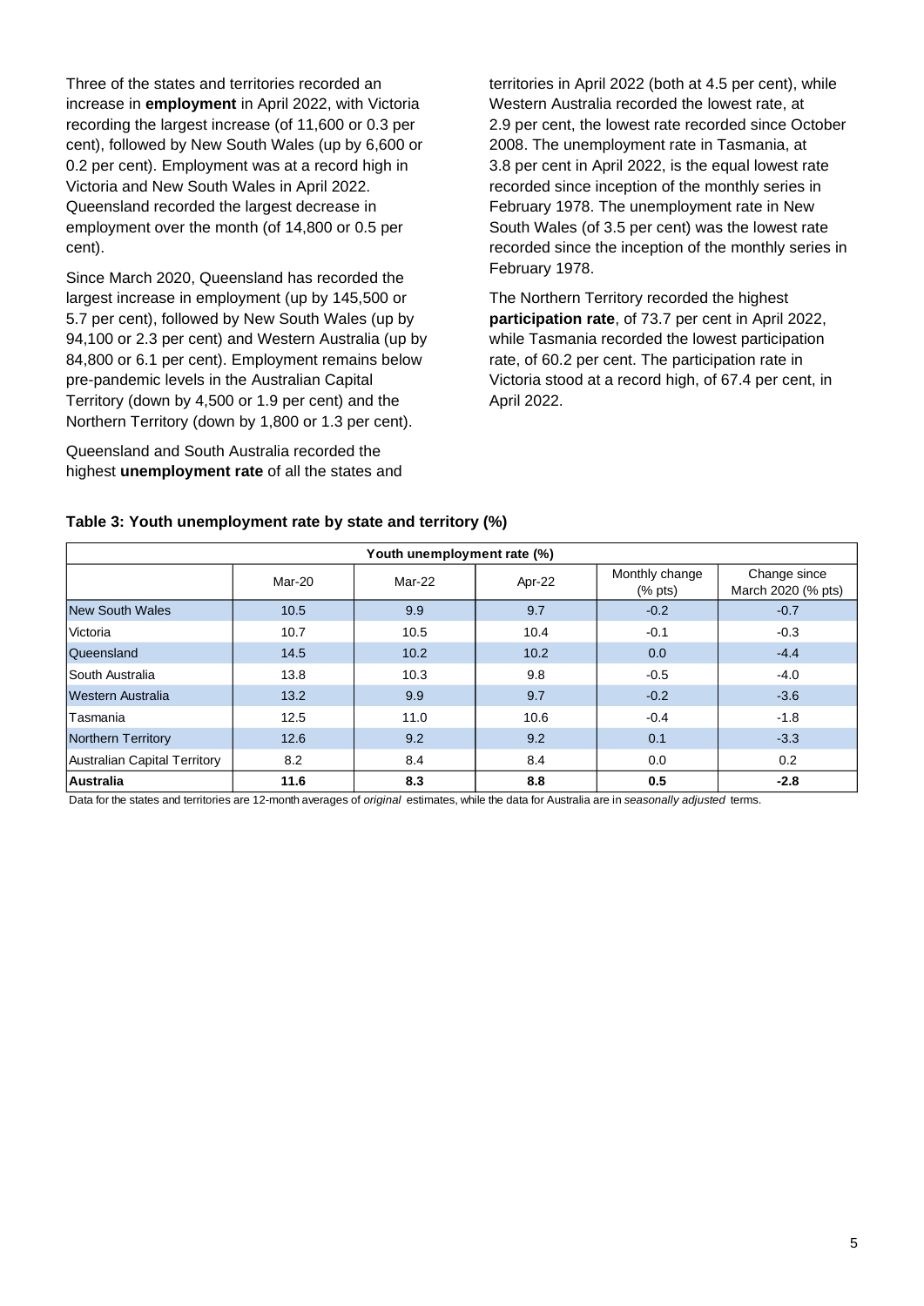Three of the states and territories recorded an increase in **employment** in April 2022, with Victoria recording the largest increase (of 11,600 or 0.3 per cent), followed by New South Wales (up by 6,600 or 0.2 per cent). Employment was at a record high in Victoria and New South Wales in April 2022. Queensland recorded the largest decrease in employment over the month (of 14,800 or 0.5 per cent).

Since March 2020, Queensland has recorded the largest increase in employment (up by 145,500 or 5.7 per cent), followed by New South Wales (up by 94,100 or 2.3 per cent) and Western Australia (up by 84,800 or 6.1 per cent). Employment remains below pre-pandemic levels in the Australian Capital Territory (down by 4,500 or 1.9 per cent) and the Northern Territory (down by 1,800 or 1.3 per cent).

Queensland and South Australia recorded the highest **unemployment rate** of all the states and territories in April 2022 (both at 4.5 per cent), while Western Australia recorded the lowest rate, at 2.9 per cent, the lowest rate recorded since October 2008. The unemployment rate in Tasmania, at 3.8 per cent in April 2022, is the equal lowest rate recorded since inception of the monthly series in February 1978. The unemployment rate in New South Wales (of 3.5 per cent) was the lowest rate recorded since the inception of the monthly series in February 1978.

The Northern Territory recorded the highest **participation rate**, of 73.7 per cent in April 2022, while Tasmania recorded the lowest participation rate, of 60.2 per cent. The participation rate in Victoria stood at a record high, of 67.4 per cent, in April 2022.

**Table 3: Youth unemployment rate by state and territory (%)**

| | Youth unemployment rate (%) | | | | |
|---|---|---|---|---|---|
| | Mar-20 | Mar-22 | Apr-22 | Monthly change (% pts) | Change since March 2020 (% pts) |
| New South Wales | 10.5 | 9.9 | 9.7 | -0.2 | -0.7 |
| Victoria | 10.7 | 10.5 | 10.4 | -0.1 | -0.3 |
| Queensland | 14.5 | 10.2 | 10.2 | 0.0 | -4.4 |
| South Australia | 13.8 | 10.3 | 9.8 | -0.5 | -4.0 |
| Western Australia | 13.2 | 9.9 | 9.7 | -0.2 | -3.6 |
| Tasmania | 12.5 | 11.0 | 10.6 | -0.4 | -1.8 |
| Northern Territory | 12.6 | 9.2 | 9.2 | 0.1 | -3.3 |
| Australian Capital Territory | 8.2 | 8.4 | 8.4 | 0.0 | 0.2 |
| **Australia** | **11.6** | **8.3** | **8.8** | **0.5** | **-2.8** |

Data for the states and territories are 12-month averages of *original* estimates, while the data for Australia are in *seasonally adjusted* terms.